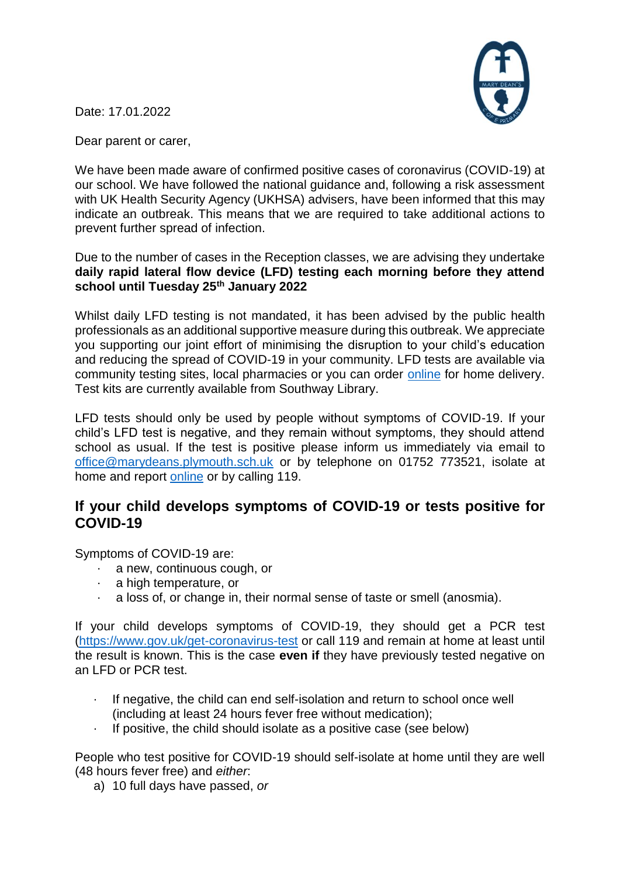Date: 17.01.2022

Dear parent or carer,

We have been made aware of confirmed positive cases of coronavirus (COVID-19) at our school. We have followed the national guidance and, following a risk assessment with UK Health Security Agency (UKHSA) advisers, have been informed that this may indicate an outbreak. This means that we are required to take additional actions to prevent further spread of infection.

Due to the number of cases in the Reception classes, we are advising they undertake **daily rapid lateral flow device (LFD) testing each morning before they attend school until Tuesday 25th January 2022**

Whilst daily LFD testing is not mandated, it has been advised by the public health professionals as an additional supportive measure during this outbreak. We appreciate you supporting our joint effort of minimising the disruption to your child's education and reducing the spread of COVID-19 in your community. LFD tests are available via community testing sites, local pharmacies or you can order online for home delivery. Test kits are currently available from Southway Library.

LFD tests should only be used by people without symptoms of COVID-19. If your child's LFD test is negative, and they remain without symptoms, they should attend school as usual. If the test is positive please inform us immediately via email to office@marydeans.plymouth.sch.uk or by telephone on 01752 773521, isolate at home and report online or by calling 119.

## If your child develops symptoms of COVID-19 or tests positive for COVID-19

Symptoms of COVID-19 are:

- a new, continuous cough, or
- a high temperature, or
- a loss of, or change in, their normal sense of taste or smell (anosmia).

If your child develops symptoms of COVID-19, they should get a PCR test (https://www.gov.uk/get-coronavirus-test or call 119 and remain at home at least until the result is known. This is the case **even if** they have previously tested negative on an LFD or PCR test.

- If negative, the child can end self-isolation and return to school once well (including at least 24 hours fever free without medication);
- If positive, the child should isolate as a positive case (see below)

People who test positive for COVID-19 should self-isolate at home until they are well (48 hours fever free) and *either*:

a) 10 full days have passed, *or*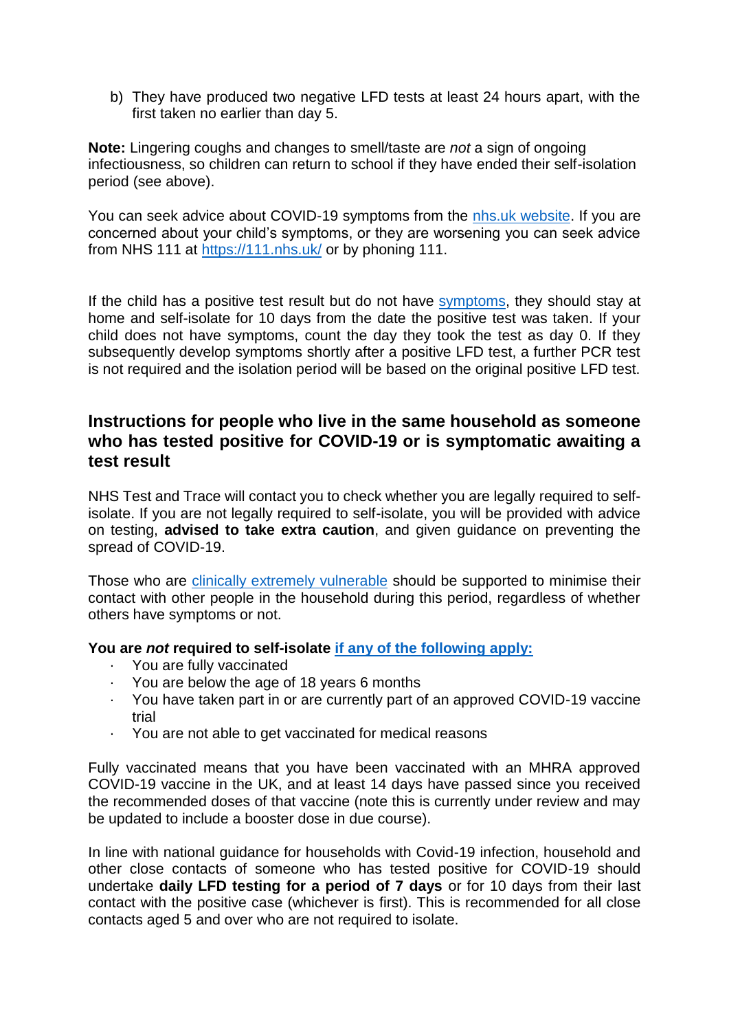b) They have produced two negative LFD tests at least 24 hours apart, with the first taken no earlier than day 5.

**Note:** Lingering coughs and changes to smell/taste are *not* a sign of ongoing infectiousness, so children can return to school if they have ended their self-isolation period (see above).

You can seek advice about COVID-19 symptoms from the nhs.uk website. If you are concerned about your child's symptoms, or they are worsening you can seek advice from NHS 111 at https://111.nhs.uk/ or by phoning 111.

If the child has a positive test result but do not have symptoms, they should stay at home and self-isolate for 10 days from the date the positive test was taken. If your child does not have symptoms, count the day they took the test as day 0. If they subsequently develop symptoms shortly after a positive LFD test, a further PCR test is not required and the isolation period will be based on the original positive LFD test.

## Instructions for people who live in the same household as someone who has tested positive for COVID-19 or is symptomatic awaiting a test result

NHS Test and Trace will contact you to check whether you are legally required to self-isolate. If you are not legally required to self-isolate, you will be provided with advice on testing, **advised to take extra caution**, and given guidance on preventing the spread of COVID-19.

Those who are clinically extremely vulnerable should be supported to minimise their contact with other people in the household during this period, regardless of whether others have symptoms or not.

**You are *not* required to self-isolate if any of the following apply:**

- You are fully vaccinated
- You are below the age of 18 years 6 months
- You have taken part in or are currently part of an approved COVID-19 vaccine trial
- You are not able to get vaccinated for medical reasons

Fully vaccinated means that you have been vaccinated with an MHRA approved COVID-19 vaccine in the UK, and at least 14 days have passed since you received the recommended doses of that vaccine (note this is currently under review and may be updated to include a booster dose in due course).

In line with national guidance for households with Covid-19 infection, household and other close contacts of someone who has tested positive for COVID-19 should undertake **daily LFD testing for a period of 7 days** or for 10 days from their last contact with the positive case (whichever is first). This is recommended for all close contacts aged 5 and over who are not required to isolate.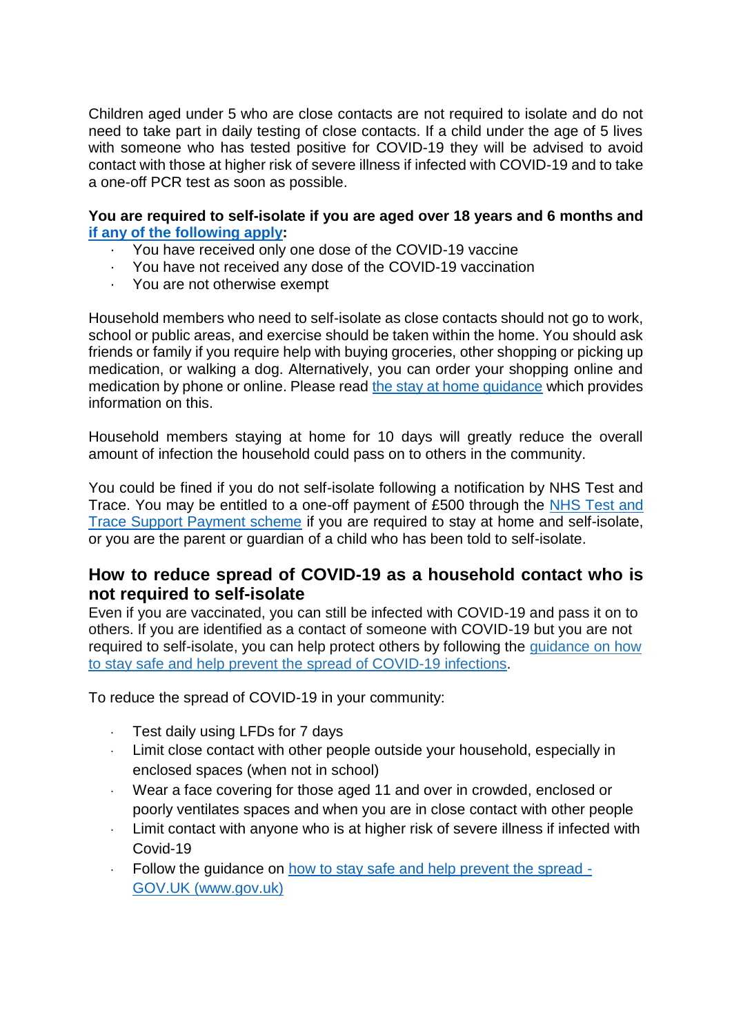Children aged under 5 who are close contacts are not required to isolate and do not need to take part in daily testing of close contacts. If a child under the age of 5 lives with someone who has tested positive for COVID-19 they will be advised to avoid contact with those at higher risk of severe illness if infected with COVID-19 and to take a one-off PCR test as soon as possible.

**You are required to self-isolate if you are aged over 18 years and 6 months and [if any of the following apply](#):**

- You have received only one dose of the COVID-19 vaccine
- You have not received any dose of the COVID-19 vaccination
- You are not otherwise exempt

Household members who need to self-isolate as close contacts should not go to work, school or public areas, and exercise should be taken within the home. You should ask friends or family if you require help with buying groceries, other shopping or picking up medication, or walking a dog. Alternatively, you can order your shopping online and medication by phone or online. Please read [the stay at home guidance](#) which provides information on this.

Household members staying at home for 10 days will greatly reduce the overall amount of infection the household could pass on to others in the community.

You could be fined if you do not self-isolate following a notification by NHS Test and Trace. You may be entitled to a one-off payment of £500 through the [NHS Test and Trace Support Payment scheme](#) if you are required to stay at home and self-isolate, or you are the parent or guardian of a child who has been told to self-isolate.

## How to reduce spread of COVID-19 as a household contact who is not required to self-isolate

Even if you are vaccinated, you can still be infected with COVID-19 and pass it on to others. If you are identified as a contact of someone with COVID-19 but you are not required to self-isolate, you can help protect others by following the [guidance on how to stay safe and help prevent the spread of COVID-19 infections](#).

To reduce the spread of COVID-19 in your community:

- Test daily using LFDs for 7 days
- Limit close contact with other people outside your household, especially in enclosed spaces (when not in school)
- Wear a face covering for those aged 11 and over in crowded, enclosed or poorly ventilates spaces and when you are in close contact with other people
- Limit contact with anyone who is at higher risk of severe illness if infected with Covid-19
- Follow the guidance on [how to stay safe and help prevent the spread - GOV.UK (www.gov.uk)](#)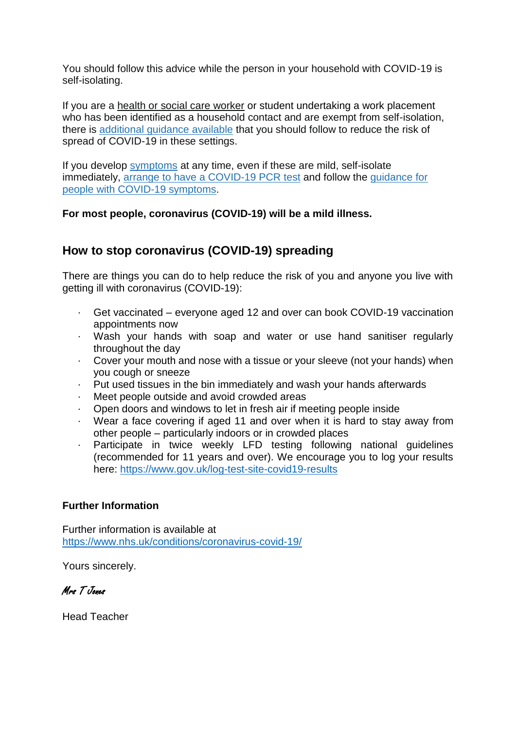You should follow this advice while the person in your household with COVID-19 is self-isolating.

If you are a health or social care worker or student undertaking a work placement who has been identified as a household contact and are exempt from self-isolation, there is [additional guidance available]() that you should follow to reduce the risk of spread of COVID-19 in these settings.

If you develop [symptoms]() at any time, even if these are mild, self-isolate immediately, [arrange to have a COVID-19 PCR test]() and follow the [guidance for people with COVID-19 symptoms]().

**For most people, coronavirus (COVID-19) will be a mild illness.**

## How to stop coronavirus (COVID-19) spreading

There are things you can do to help reduce the risk of you and anyone you live with getting ill with coronavirus (COVID-19):

- Get vaccinated – everyone aged 12 and over can book COVID-19 vaccination appointments now
- Wash your hands with soap and water or use hand sanitiser regularly throughout the day
- Cover your mouth and nose with a tissue or your sleeve (not your hands) when you cough or sneeze
- Put used tissues in the bin immediately and wash your hands afterwards
- Meet people outside and avoid crowded areas
- Open doors and windows to let in fresh air if meeting people inside
- Wear a face covering if aged 11 and over when it is hard to stay away from other people – particularly indoors or in crowded places
- Participate in twice weekly LFD testing following national guidelines (recommended for 11 years and over). We encourage you to log your results here: https://www.gov.uk/log-test-site-covid19-results

**Further Information**

Further information is available at
https://www.nhs.uk/conditions/coronavirus-covid-19/

Yours sincerely.

*Mrs T Jones*

Head Teacher